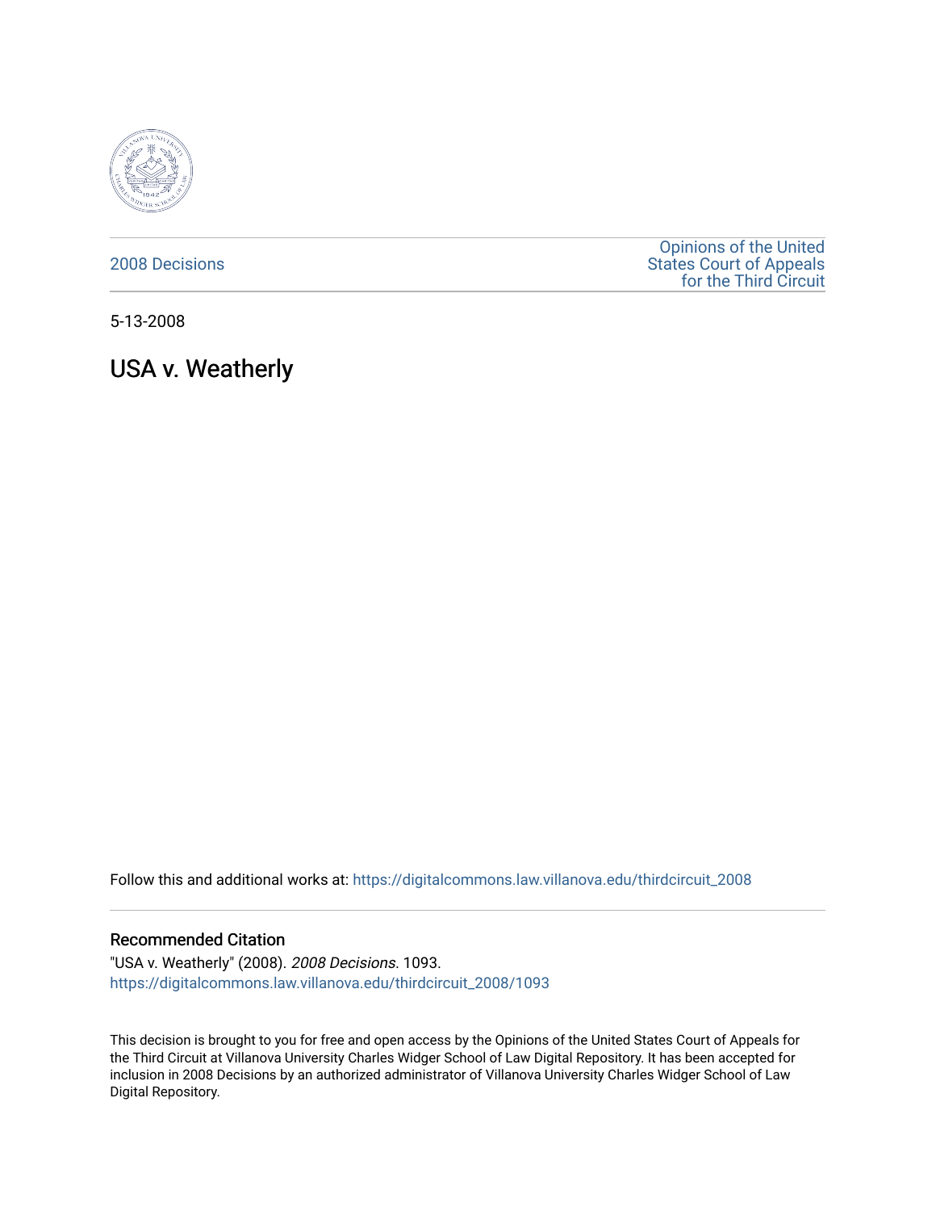2008 Decisions

Opinions of the United States Court of Appeals for the Third Circuit

5-13-2008

# USA v. Weatherly

Follow this and additional works at: https://digitalcommons.law.villanova.edu/thirdcircuit_2008

## Recommended Citation

"USA v. Weatherly" (2008). *2008 Decisions*. 1093.
https://digitalcommons.law.villanova.edu/thirdcircuit_2008/1093

This decision is brought to you for free and open access by the Opinions of the United States Court of Appeals for the Third Circuit at Villanova University Charles Widger School of Law Digital Repository. It has been accepted for inclusion in 2008 Decisions by an authorized administrator of Villanova University Charles Widger School of Law Digital Repository.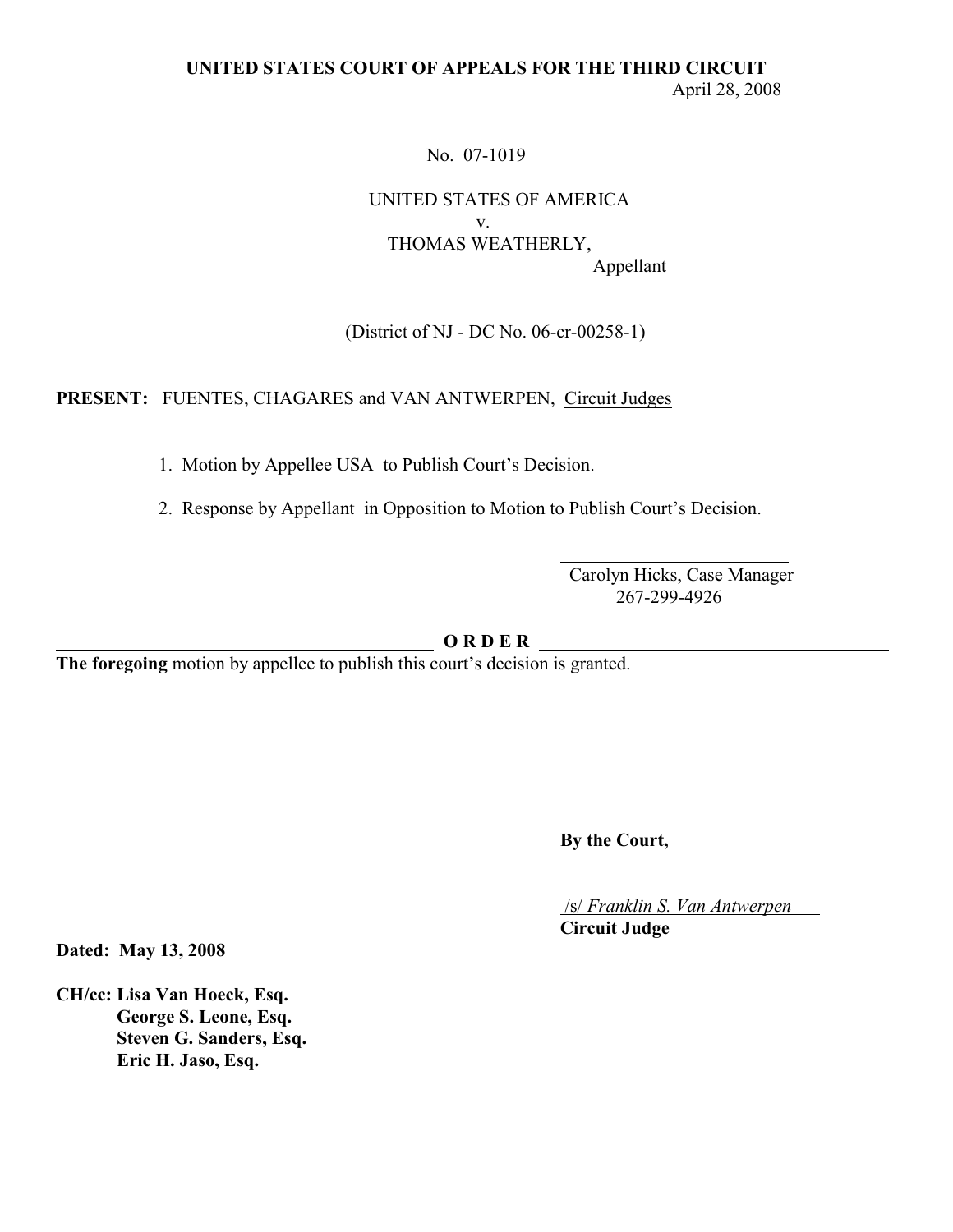**UNITED STATES COURT OF APPEALS FOR THE THIRD CIRCUIT**

April 28, 2008

No. 07-1019

UNITED STATES OF AMERICA
v.
THOMAS WEATHERLY,
Appellant

(District of NJ - DC No. 06-cr-00258-1)

**PRESENT:** FUENTES, CHAGARES and VAN ANTWERPEN, Circuit Judges

1. Motion by Appellee USA to Publish Court's Decision.
2. Response by Appellant in Opposition to Motion to Publish Court's Decision.

Carolyn Hicks, Case Manager
267-299-4926

**O R D E R**

**The foregoing** motion by appellee to publish this court's decision is granted.

**By the Court,**

/s/ *Franklin S. Van Antwerpen*
**Circuit Judge**

**Dated: May 13, 2008**

**CH/cc: Lisa Van Hoeck, Esq.**
**George S. Leone, Esq.**
**Steven G. Sanders, Esq.**
**Eric H. Jaso, Esq.**